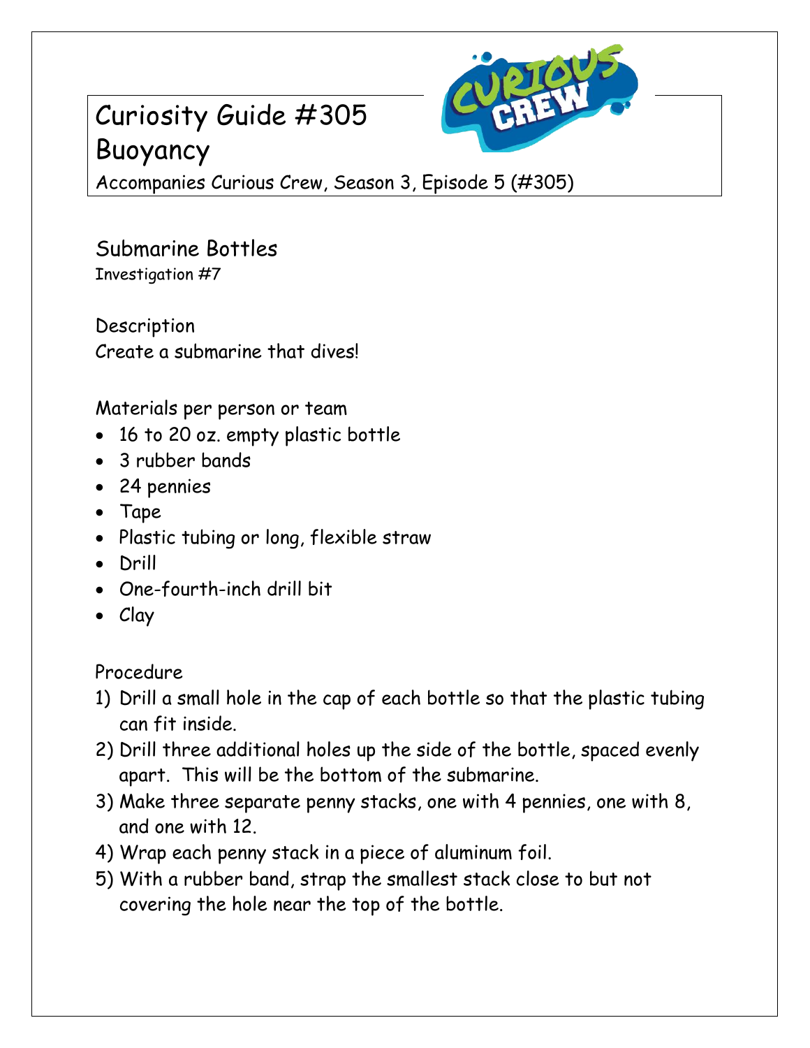# Curiosity Guide #305
# Buoyancy

Accompanies Curious Crew, Season 3, Episode 5 (#305)

## Submarine Bottles

Investigation #7

### Description

Create a submarine that dives!

### Materials per person or team

- 16 to 20 oz. empty plastic bottle
- 3 rubber bands
- 24 pennies
- Tape
- Plastic tubing or long, flexible straw
- Drill
- One-fourth-inch drill bit
- Clay

### Procedure

1) Drill a small hole in the cap of each bottle so that the plastic tubing can fit inside.
2) Drill three additional holes up the side of the bottle, spaced evenly apart. This will be the bottom of the submarine.
3) Make three separate penny stacks, one with 4 pennies, one with 8, and one with 12.
4) Wrap each penny stack in a piece of aluminum foil.
5) With a rubber band, strap the smallest stack close to but not covering the hole near the top of the bottle.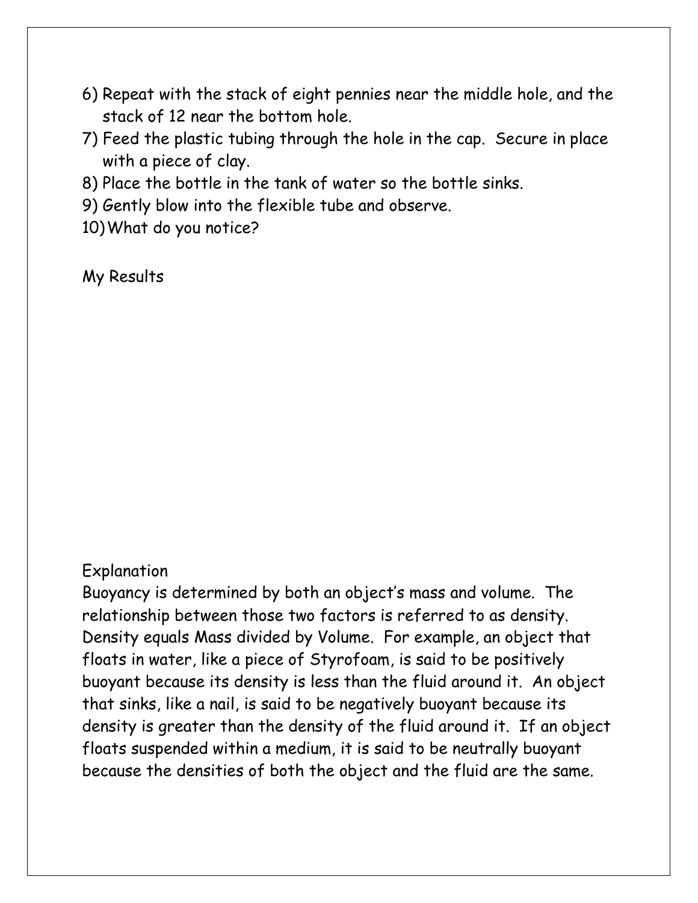6) Repeat with the stack of eight pennies near the middle hole, and the stack of 12 near the bottom hole.
7) Feed the plastic tubing through the hole in the cap. Secure in place with a piece of clay.
8) Place the bottle in the tank of water so the bottle sinks.
9) Gently blow into the flexible tube and observe.
10) What do you notice?

My Results

Explanation

Buoyancy is determined by both an object's mass and volume. The relationship between those two factors is referred to as density. Density equals Mass divided by Volume. For example, an object that floats in water, like a piece of Styrofoam, is said to be positively buoyant because its density is less than the fluid around it. An object that sinks, like a nail, is said to be negatively buoyant because its density is greater than the density of the fluid around it. If an object floats suspended within a medium, it is said to be neutrally buoyant because the densities of both the object and the fluid are the same.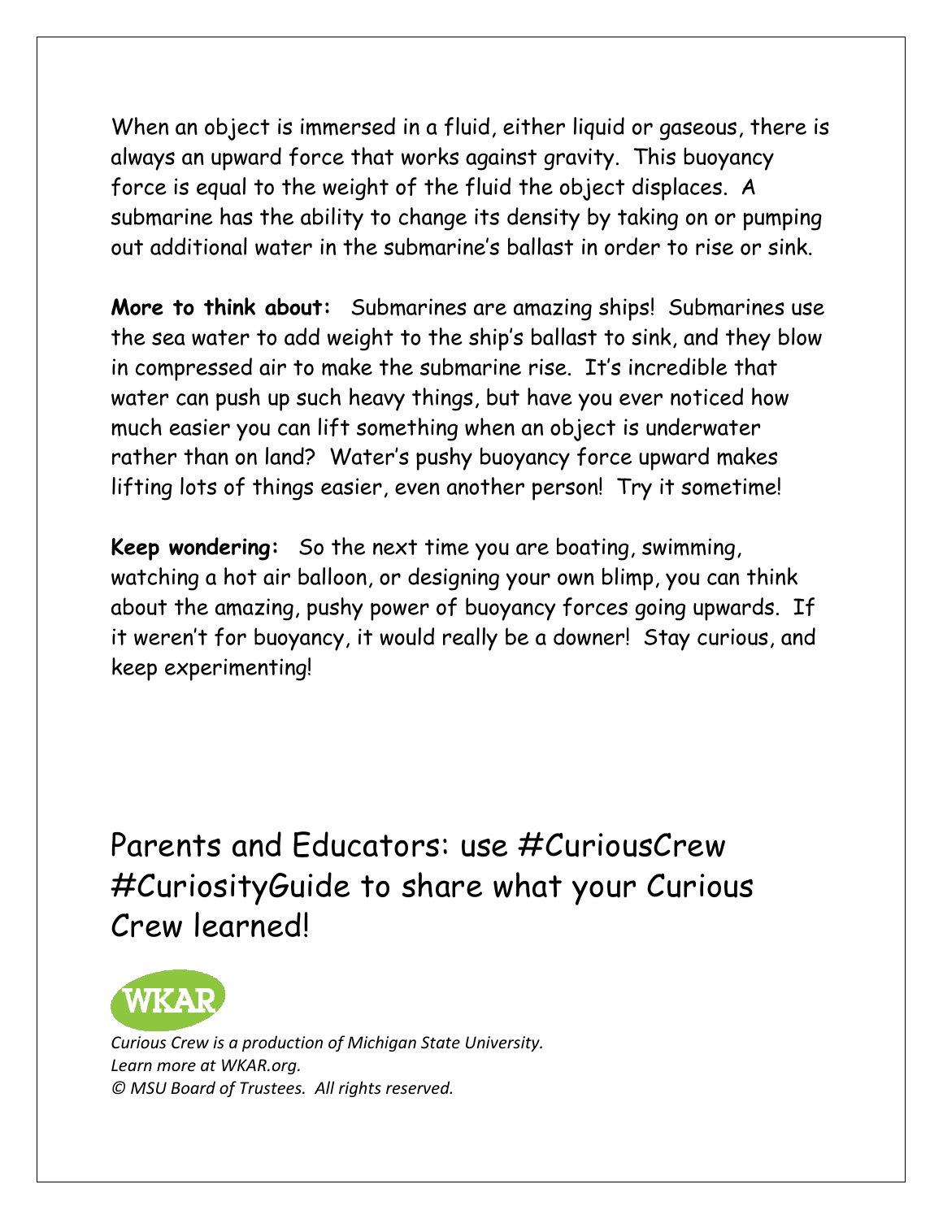When an object is immersed in a fluid, either liquid or gaseous, there is always an upward force that works against gravity. This buoyancy force is equal to the weight of the fluid the object displaces. A submarine has the ability to change its density by taking on or pumping out additional water in the submarine's ballast in order to rise or sink.

**More to think about:** Submarines are amazing ships! Submarines use the sea water to add weight to the ship's ballast to sink, and they blow in compressed air to make the submarine rise. It's incredible that water can push up such heavy things, but have you ever noticed how much easier you can lift something when an object is underwater rather than on land? Water's pushy buoyancy force upward makes lifting lots of things easier, even another person! Try it sometime!

**Keep wondering:** So the next time you are boating, swimming, watching a hot air balloon, or designing your own blimp, you can think about the amazing, pushy power of buoyancy forces going upwards. If it weren't for buoyancy, it would really be a downer! Stay curious, and keep experimenting!

## Parents and Educators: use #CuriousCrew #CuriosityGuide to share what your Curious Crew learned!

WKAR

*Curious Crew is a production of Michigan State University.*
*Learn more at WKAR.org.*
*© MSU Board of Trustees. All rights reserved.*